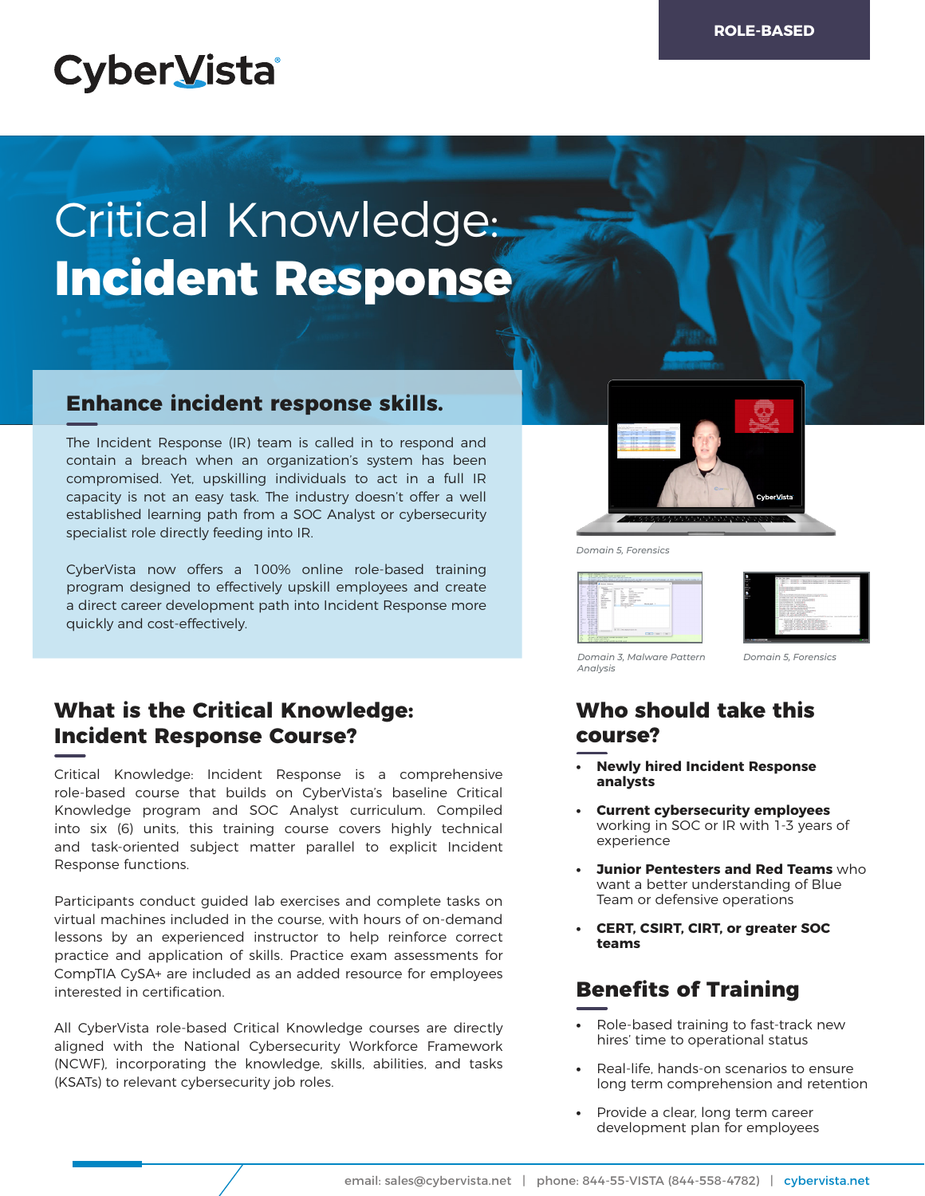ROLE-BASED

CyberVista

# Critical Knowledge: **Incident Response**

## Enhance incident response skills.

The Incident Response (IR) team is called in to respond and contain a breach when an organization's system has been compromised. Yet, upskilling individuals to act in a full IR capacity is not an easy task. The industry doesn't offer a well established learning path from a SOC Analyst or cybersecurity specialist role directly feeding into IR.

CyberVista now offers a 100% online role-based training program designed to effectively upskill employees and create a direct career development path into Incident Response more quickly and cost-effectively.

*Domain 5, Forensics*

*Domain 3, Malware Pattern Analysis*

*Domain 5, Forensics*

## What is the Critical Knowledge: Incident Response Course?

Critical Knowledge: Incident Response is a comprehensive role-based course that builds on CyberVista's baseline Critical Knowledge program and SOC Analyst curriculum. Compiled into six (6) units, this training course covers highly technical and task-oriented subject matter parallel to explicit Incident Response functions.

Participants conduct guided lab exercises and complete tasks on virtual machines included in the course, with hours of on-demand lessons by an experienced instructor to help reinforce correct practice and application of skills. Practice exam assessments for CompTIA CySA+ are included as an added resource for employees interested in certification.

All CyberVista role-based Critical Knowledge courses are directly aligned with the National Cybersecurity Workforce Framework (NCWF), incorporating the knowledge, skills, abilities, and tasks (KSATs) to relevant cybersecurity job roles.

## Who should take this course?

- **Newly hired Incident Response analysts**
- **Current cybersecurity employees** working in SOC or IR with 1-3 years of experience
- **Junior Pentesters and Red Teams** who want a better understanding of Blue Team or defensive operations
- **CERT, CSIRT, CIRT, or greater SOC teams**

## Benefits of Training

- Role-based training to fast-track new hires' time to operational status
- Real-life, hands-on scenarios to ensure long term comprehension and retention
- Provide a clear, long term career development plan for employees

email: sales@cybervista.net | phone: 844-55-VISTA (844-558-4782) | cybervista.net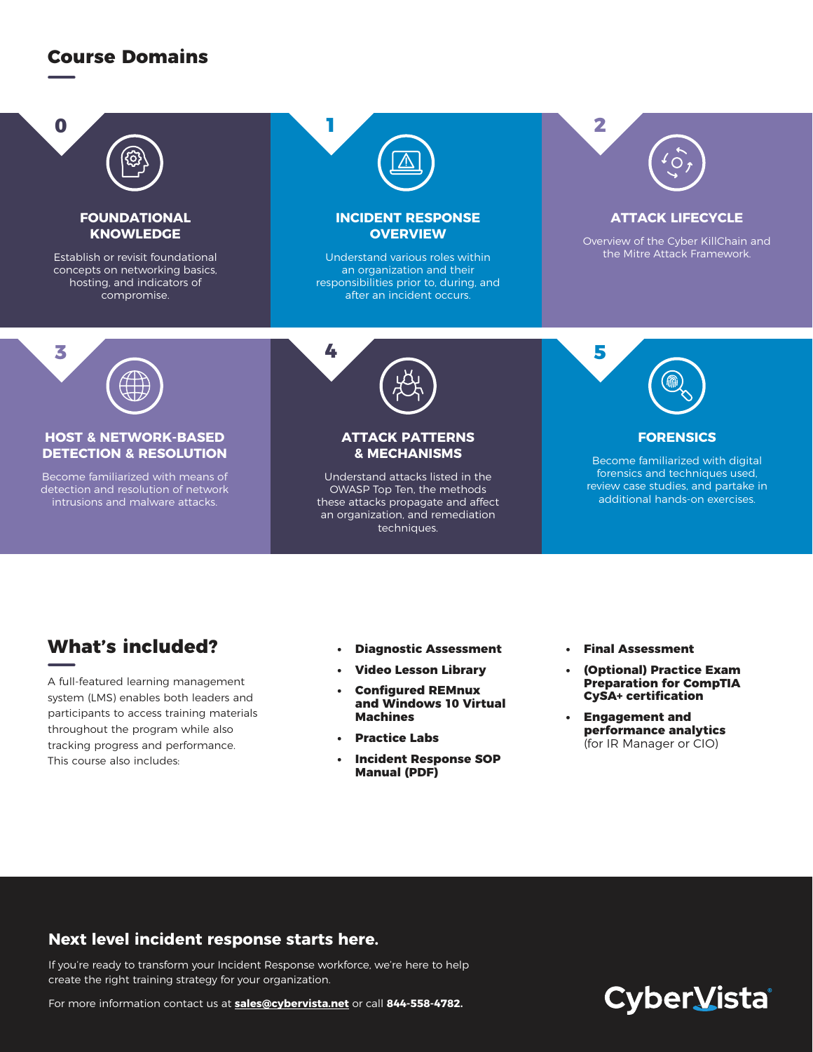## Course Domains

### 0 FOUNDATIONAL KNOWLEDGE

Establish or revisit foundational concepts on networking basics, hosting, and indicators of compromise.

### 1 INCIDENT RESPONSE OVERVIEW

Understand various roles within an organization and their responsibilities prior to, during, and after an incident occurs.

### 2 ATTACK LIFECYCLE

Overview of the Cyber KillChain and the Mitre Attack Framework.

### 3 HOST & NETWORK-BASED DETECTION & RESOLUTION

Become familiarized with means of detection and resolution of network intrusions and malware attacks.

### 4 ATTACK PATTERNS & MECHANISMS

Understand attacks listed in the OWASP Top Ten, the methods these attacks propagate and affect an organization, and remediation techniques.

### 5 FORENSICS

Become familiarized with digital forensics and techniques used, review case studies, and partake in additional hands-on exercises.

## What's included?

A full-featured learning management system (LMS) enables both leaders and participants to access training materials throughout the program while also tracking progress and performance. This course also includes:

- **Diagnostic Assessment**
- **Video Lesson Library**
- **Configured REMnux and Windows 10 Virtual Machines**
- **Practice Labs**
- **Incident Response SOP Manual (PDF)**
- **Final Assessment**
- **(Optional) Practice Exam Preparation for CompTIA CySA+ certification**
- **Engagement and performance analytics** (for IR Manager or CIO)

## Next level incident response starts here.

If you're ready to transform your Incident Response workforce, we're here to help create the right training strategy for your organization.

For more information contact us at **sales@cybervista.net** or call **844-558-4782.**

CyberVista